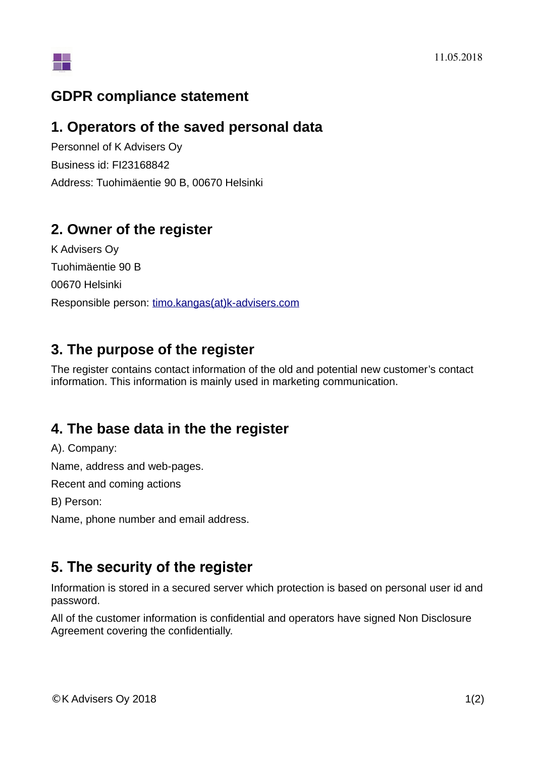11.05.2018

# GDPR compliance statement

## 1. Operators of the saved personal data

Personnel of K Advisers Oy

Business id: FI23168842

Address: Tuohimäentie 90 B, 00670 Helsinki

## 2. Owner of the register

K Advisers Oy

Tuohimäentie 90 B

00670 Helsinki

Responsible person: timo.kangas(at)k-advisers.com

## 3. The purpose of the register

The register contains contact information of the old and potential new customer's contact information. This information is mainly used in marketing communication.

## 4. The base data in the the register

A). Company:

Name, address and web-pages.

Recent and coming actions

B) Person:

Name, phone number and email address.

## 5. The security of the register

Information is stored in a secured server which protection is based on personal user id and password.

All of the customer information is confidential and operators have signed Non Disclosure Agreement covering the confidentially.

©K Advisers Oy 2018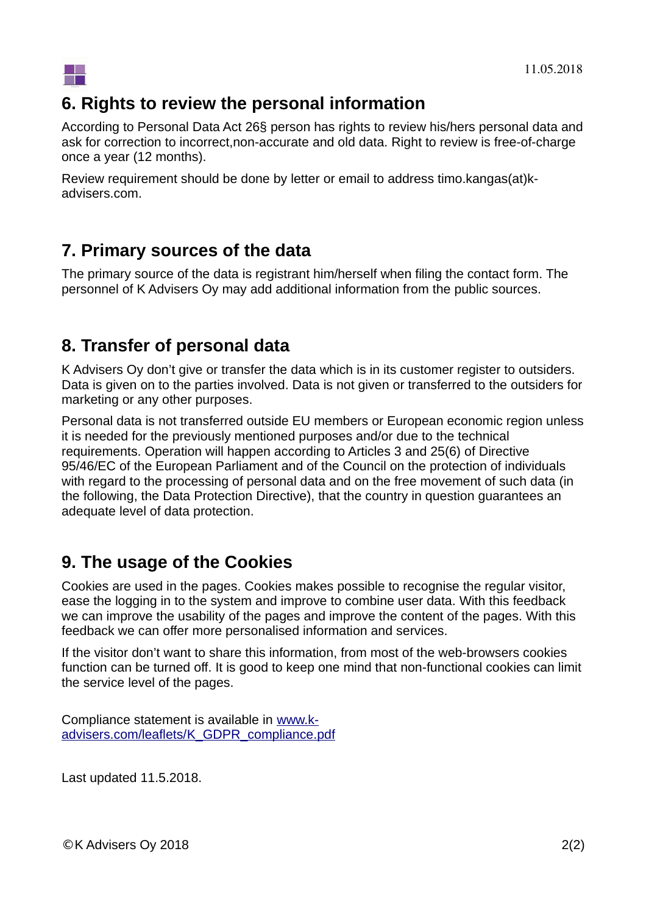## 6. Rights to review the personal information

According to Personal Data Act 26§ person has rights to review his/hers personal data and ask for correction to incorrect,non-accurate and old data. Right to review is free-of-charge once a year (12 months).

Review requirement should be done by letter or email to address timo.kangas(at)k-advisers.com.

## 7. Primary sources of the data

The primary source of the data is registrant him/herself when filing the contact form. The personnel of K Advisers Oy may add additional information from the public sources.

## 8. Transfer of personal data

K Advisers Oy don't give or transfer the data which is in its customer register to outsiders. Data is given on to the parties involved. Data is not given or transferred to the outsiders for marketing or any other purposes.

Personal data is not transferred outside EU members or European economic region unless it is needed for the previously mentioned purposes and/or due to the technical requirements. Operation will happen according to Articles 3 and 25(6) of Directive 95/46/EC of the European Parliament and of the Council on the protection of individuals with regard to the processing of personal data and on the free movement of such data (in the following, the Data Protection Directive), that the country in question guarantees an adequate level of data protection.

## 9. The usage of the Cookies

Cookies are used in the pages. Cookies makes possible to recognise the regular visitor, ease the logging in to the system and improve to combine user data. With this feedback we can improve the usability of the pages and improve the content of the pages. With this feedback we can offer more personalised information and services.

If the visitor don't want to share this information, from most of the web-browsers cookies function can be turned off. It is good to keep one mind that non-functional cookies can limit the service level of the pages.

Compliance statement is available in [www.k-advisers.com/leaflets/K_GDPR_compliance.pdf](www.k-advisers.com/leaflets/K_GDPR_compliance.pdf)

Last updated 11.5.2018.